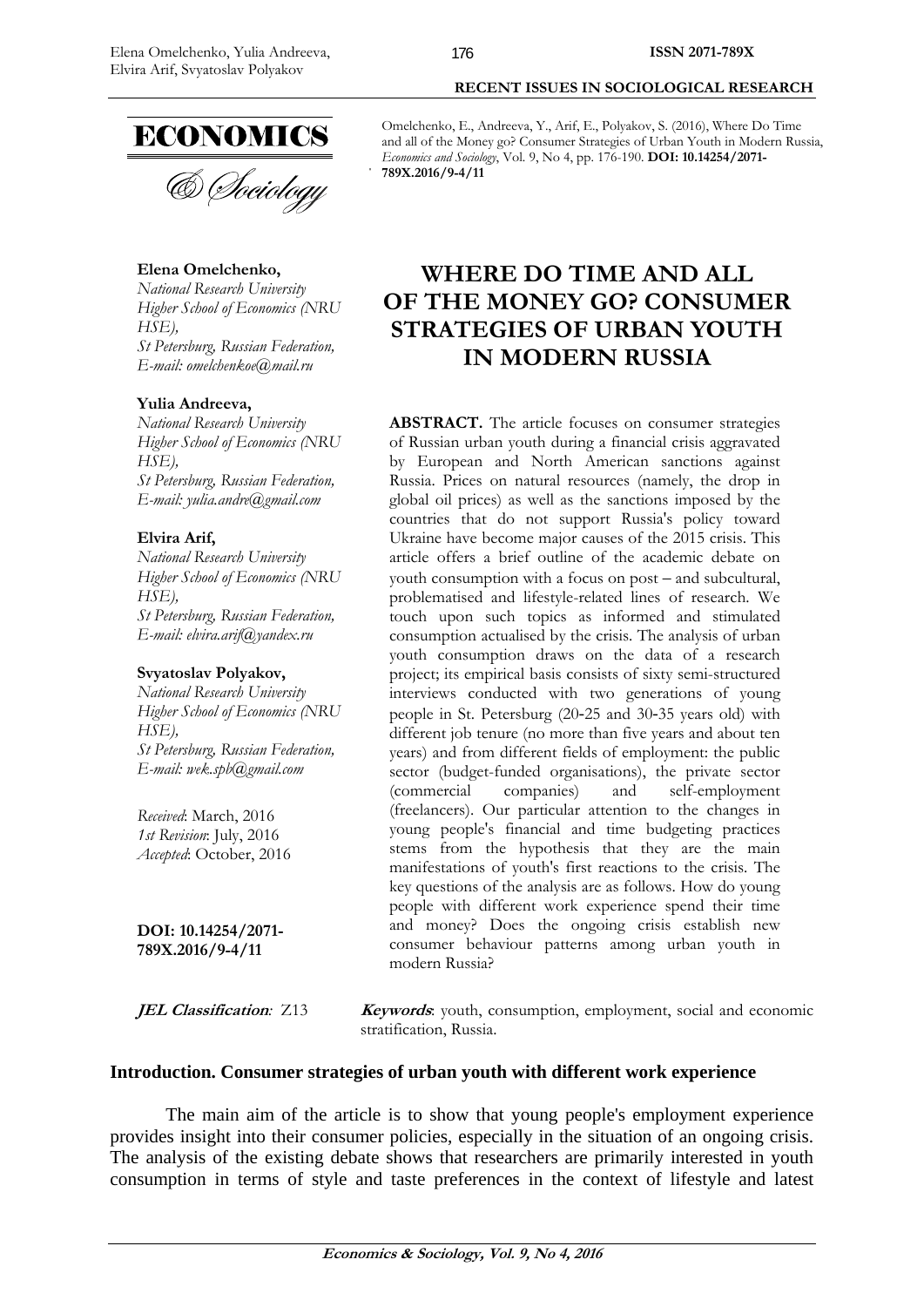Omelchenko, E., Andreeva, Y., Arif, E., Polyakov, S. (2016), Where Do Time and all of the Money go? Consumer Strategies of Urban Youth in Modern Russia, *Economics and Sociology*, Vol. 9, No 4, pp. 176-190. **DOI: 10.14254/2071-789X.2016/9-4/11**

**Elena Omelchenko,**
*National Research University Higher School of Economics (NRU HSE), St Petersburg, Russian Federation, E-mail: omelchenkoe@mail.ru*

**Yulia Andreeva,**
*National Research University Higher School of Economics (NRU HSE), St Petersburg, Russian Federation, E-mail: yulia.andre@gmail.com*

**Elvira Arif,**
*National Research University Higher School of Economics (NRU HSE), St Petersburg, Russian Federation, E-mail: elvira.arif@yandex.ru*

**Svyatoslav Polyakov,**
*National Research University Higher School of Economics (NRU HSE), St Petersburg, Russian Federation, E-mail: wek.spb@gmail.com*

*Received*: March, 2016
*1st Revision*: July, 2016
*Accepted*: October, 2016

**DOI: 10.14254/2071-789X.2016/9-4/11**

# WHERE DO TIME AND ALL OF THE MONEY GO? CONSUMER STRATEGIES OF URBAN YOUTH IN MODERN RUSSIA

**ABSTRACT.** The article focuses on consumer strategies of Russian urban youth during a financial crisis aggravated by European and North American sanctions against Russia. Prices on natural resources (namely, the drop in global oil prices) as well as the sanctions imposed by the countries that do not support Russia's policy toward Ukraine have become major causes of the 2015 crisis. This article offers a brief outline of the academic debate on youth consumption with a focus on post – and subcultural, problematised and lifestyle-related lines of research. We touch upon such topics as informed and stimulated consumption actualised by the crisis. The analysis of urban youth consumption draws on the data of a research project; its empirical basis consists of sixty semi-structured interviews conducted with two generations of young people in St. Petersburg (20-25 and 30-35 years old) with different job tenure (no more than five years and about ten years) and from different fields of employment: the public sector (budget-funded organisations), the private sector (commercial companies) and self-employment (freelancers). Our particular attention to the changes in young people's financial and time budgeting practices stems from the hypothesis that they are the main manifestations of youth's first reactions to the crisis. The key questions of the analysis are as follows. How do young people with different work experience spend their time and money? Does the ongoing crisis establish new consumer behaviour patterns among urban youth in modern Russia?

***JEL Classification**:* Z13

***Keywords***: youth, consumption, employment, social and economic stratification, Russia.

## Introduction. Consumer strategies of urban youth with different work experience

The main aim of the article is to show that young people's employment experience provides insight into their consumer policies, especially in the situation of an ongoing crisis. The analysis of the existing debate shows that researchers are primarily interested in youth consumption in terms of style and taste preferences in the context of lifestyle and latest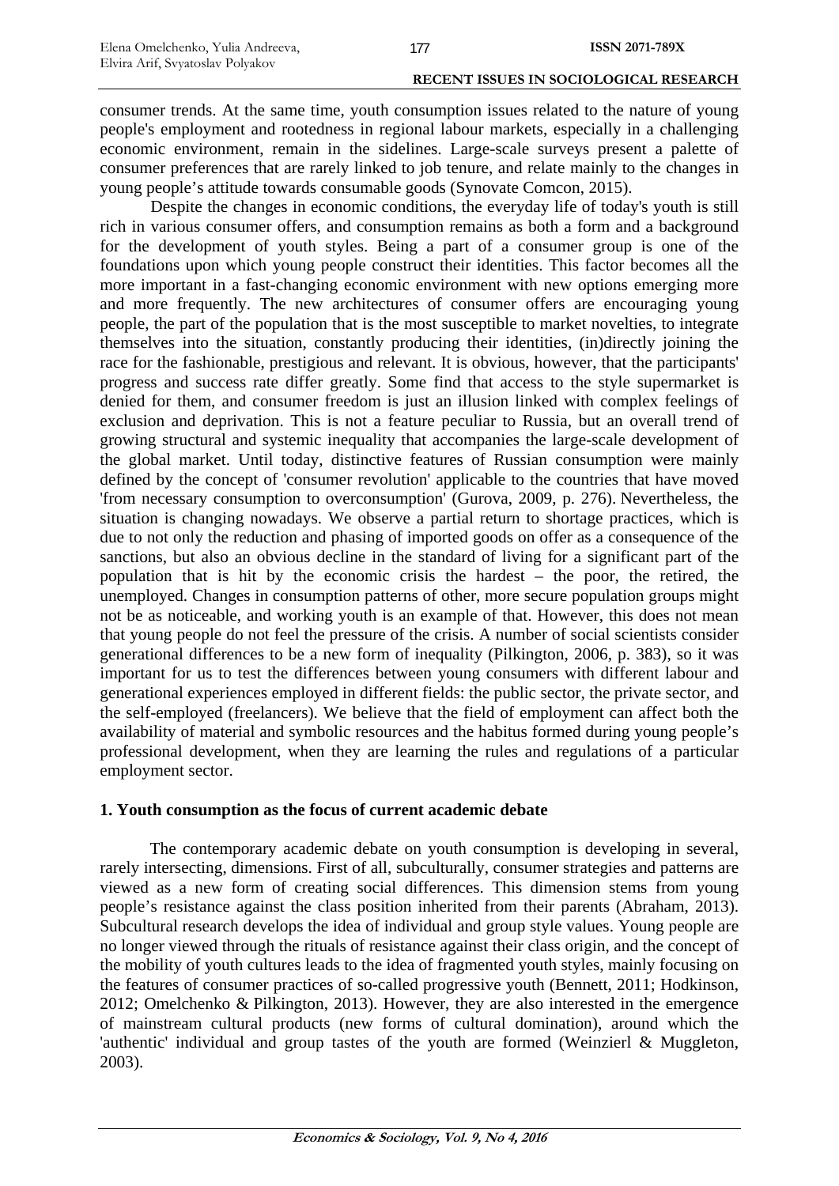consumer trends. At the same time, youth consumption issues related to the nature of young people's employment and rootedness in regional labour markets, especially in a challenging economic environment, remain in the sidelines. Large-scale surveys present a palette of consumer preferences that are rarely linked to job tenure, and relate mainly to the changes in young people's attitude towards consumable goods (Synovate Comcon, 2015).

Despite the changes in economic conditions, the everyday life of today's youth is still rich in various consumer offers, and consumption remains as both a form and a background for the development of youth styles. Being a part of a consumer group is one of the foundations upon which young people construct their identities. This factor becomes all the more important in a fast-changing economic environment with new options emerging more and more frequently. The new architectures of consumer offers are encouraging young people, the part of the population that is the most susceptible to market novelties, to integrate themselves into the situation, constantly producing their identities, (in)directly joining the race for the fashionable, prestigious and relevant. It is obvious, however, that the participants' progress and success rate differ greatly. Some find that access to the style supermarket is denied for them, and consumer freedom is just an illusion linked with complex feelings of exclusion and deprivation. This is not a feature peculiar to Russia, but an overall trend of growing structural and systemic inequality that accompanies the large-scale development of the global market. Until today, distinctive features of Russian consumption were mainly defined by the concept of 'consumer revolution' applicable to the countries that have moved 'from necessary consumption to overconsumption' (Gurova, 2009, p. 276). Nevertheless, the situation is changing nowadays. We observe a partial return to shortage practices, which is due to not only the reduction and phasing of imported goods on offer as a consequence of the sanctions, but also an obvious decline in the standard of living for a significant part of the population that is hit by the economic crisis the hardest – the poor, the retired, the unemployed. Changes in consumption patterns of other, more secure population groups might not be as noticeable, and working youth is an example of that. However, this does not mean that young people do not feel the pressure of the crisis. A number of social scientists consider generational differences to be a new form of inequality (Pilkington, 2006, p. 383), so it was important for us to test the differences between young consumers with different labour and generational experiences employed in different fields: the public sector, the private sector, and the self-employed (freelancers). We believe that the field of employment can affect both the availability of material and symbolic resources and the habitus formed during young people's professional development, when they are learning the rules and regulations of a particular employment sector.

## 1. Youth consumption as the focus of current academic debate

The contemporary academic debate on youth consumption is developing in several, rarely intersecting, dimensions. First of all, subculturally, consumer strategies and patterns are viewed as a new form of creating social differences. This dimension stems from young people's resistance against the class position inherited from their parents (Abraham, 2013). Subcultural research develops the idea of individual and group style values. Young people are no longer viewed through the rituals of resistance against their class origin, and the concept of the mobility of youth cultures leads to the idea of fragmented youth styles, mainly focusing on the features of consumer practices of so-called progressive youth (Bennett, 2011; Hodkinson, 2012; Omelchenko & Pilkington, 2013). However, they are also interested in the emergence of mainstream cultural products (new forms of cultural domination), around which the 'authentic' individual and group tastes of the youth are formed (Weinzierl & Muggleton, 2003).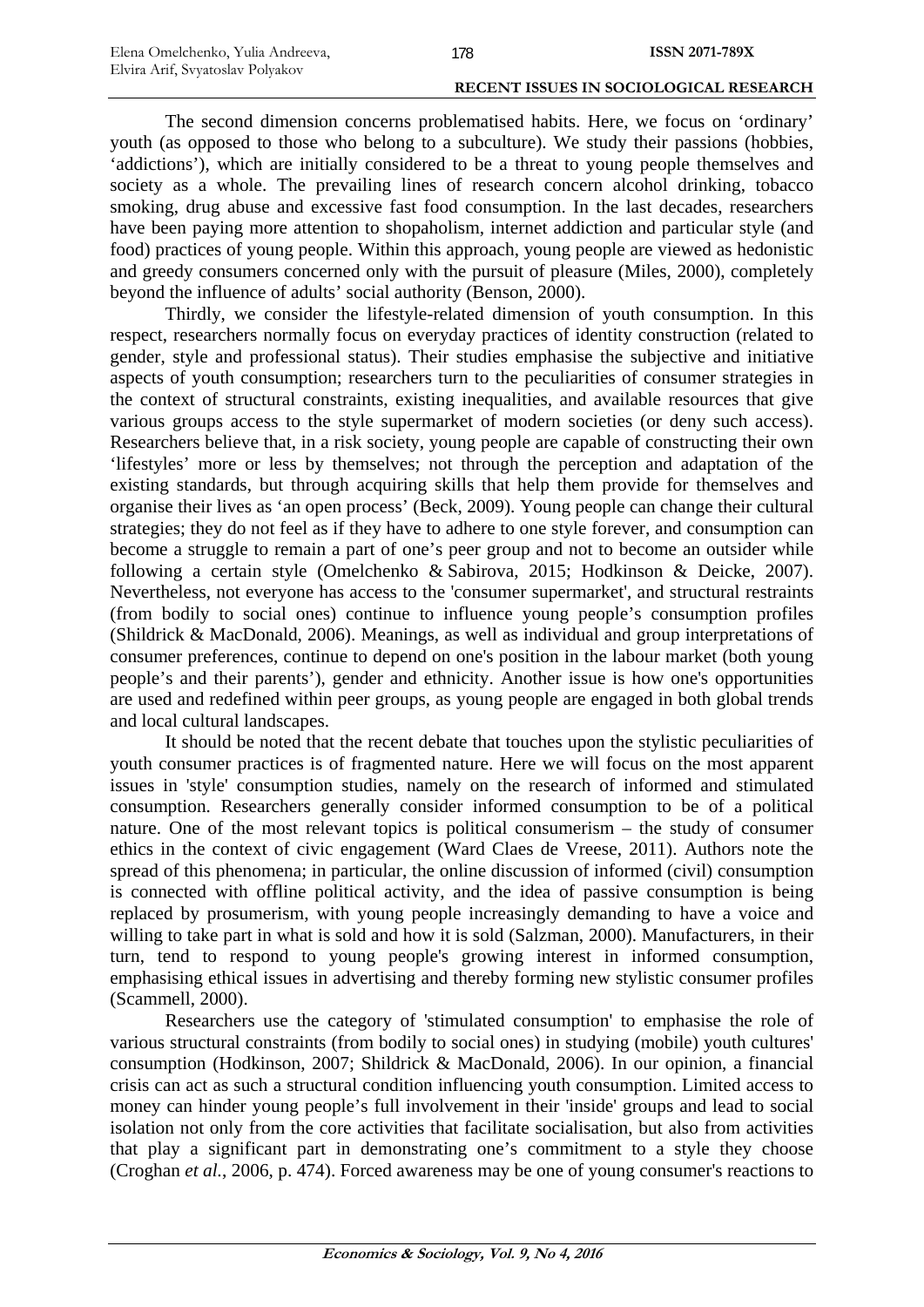The second dimension concerns problematised habits. Here, we focus on 'ordinary' youth (as opposed to those who belong to a subculture). We study their passions (hobbies, 'addictions'), which are initially considered to be a threat to young people themselves and society as a whole. The prevailing lines of research concern alcohol drinking, tobacco smoking, drug abuse and excessive fast food consumption. In the last decades, researchers have been paying more attention to shopaholism, internet addiction and particular style (and food) practices of young people. Within this approach, young people are viewed as hedonistic and greedy consumers concerned only with the pursuit of pleasure (Miles, 2000), completely beyond the influence of adults' social authority (Benson, 2000).

Thirdly, we consider the lifestyle-related dimension of youth consumption. In this respect, researchers normally focus on everyday practices of identity construction (related to gender, style and professional status). Their studies emphasise the subjective and initiative aspects of youth consumption; researchers turn to the peculiarities of consumer strategies in the context of structural constraints, existing inequalities, and available resources that give various groups access to the style supermarket of modern societies (or deny such access). Researchers believe that, in a risk society, young people are capable of constructing their own 'lifestyles' more or less by themselves; not through the perception and adaptation of the existing standards, but through acquiring skills that help them provide for themselves and organise their lives as 'an open process' (Beck, 2009). Young people can change their cultural strategies; they do not feel as if they have to adhere to one style forever, and consumption can become a struggle to remain a part of one's peer group and not to become an outsider while following a certain style (Omelchenko & Sabirova, 2015; Hodkinson & Deicke, 2007). Nevertheless, not everyone has access to the 'consumer supermarket', and structural restraints (from bodily to social ones) continue to influence young people's consumption profiles (Shildrick & MacDonald, 2006). Meanings, as well as individual and group interpretations of consumer preferences, continue to depend on one's position in the labour market (both young people's and their parents'), gender and ethnicity. Another issue is how one's opportunities are used and redefined within peer groups, as young people are engaged in both global trends and local cultural landscapes.

It should be noted that the recent debate that touches upon the stylistic peculiarities of youth consumer practices is of fragmented nature. Here we will focus on the most apparent issues in 'style' consumption studies, namely on the research of informed and stimulated consumption. Researchers generally consider informed consumption to be of a political nature. One of the most relevant topics is political consumerism – the study of consumer ethics in the context of civic engagement (Ward Claes de Vreese, 2011). Authors note the spread of this phenomena; in particular, the online discussion of informed (civil) consumption is connected with offline political activity, and the idea of passive consumption is being replaced by prosumerism, with young people increasingly demanding to have a voice and willing to take part in what is sold and how it is sold (Salzman, 2000). Manufacturers, in their turn, tend to respond to young people's growing interest in informed consumption, emphasising ethical issues in advertising and thereby forming new stylistic consumer profiles (Scammell, 2000).

Researchers use the category of 'stimulated consumption' to emphasise the role of various structural constraints (from bodily to social ones) in studying (mobile) youth cultures' consumption (Hodkinson, 2007; Shildrick & MacDonald, 2006). In our opinion, a financial crisis can act as such a structural condition influencing youth consumption. Limited access to money can hinder young people's full involvement in their 'inside' groups and lead to social isolation not only from the core activities that facilitate socialisation, but also from activities that play a significant part in demonstrating one's commitment to a style they choose (Croghan *et al.*, 2006, p. 474). Forced awareness may be one of young consumer's reactions to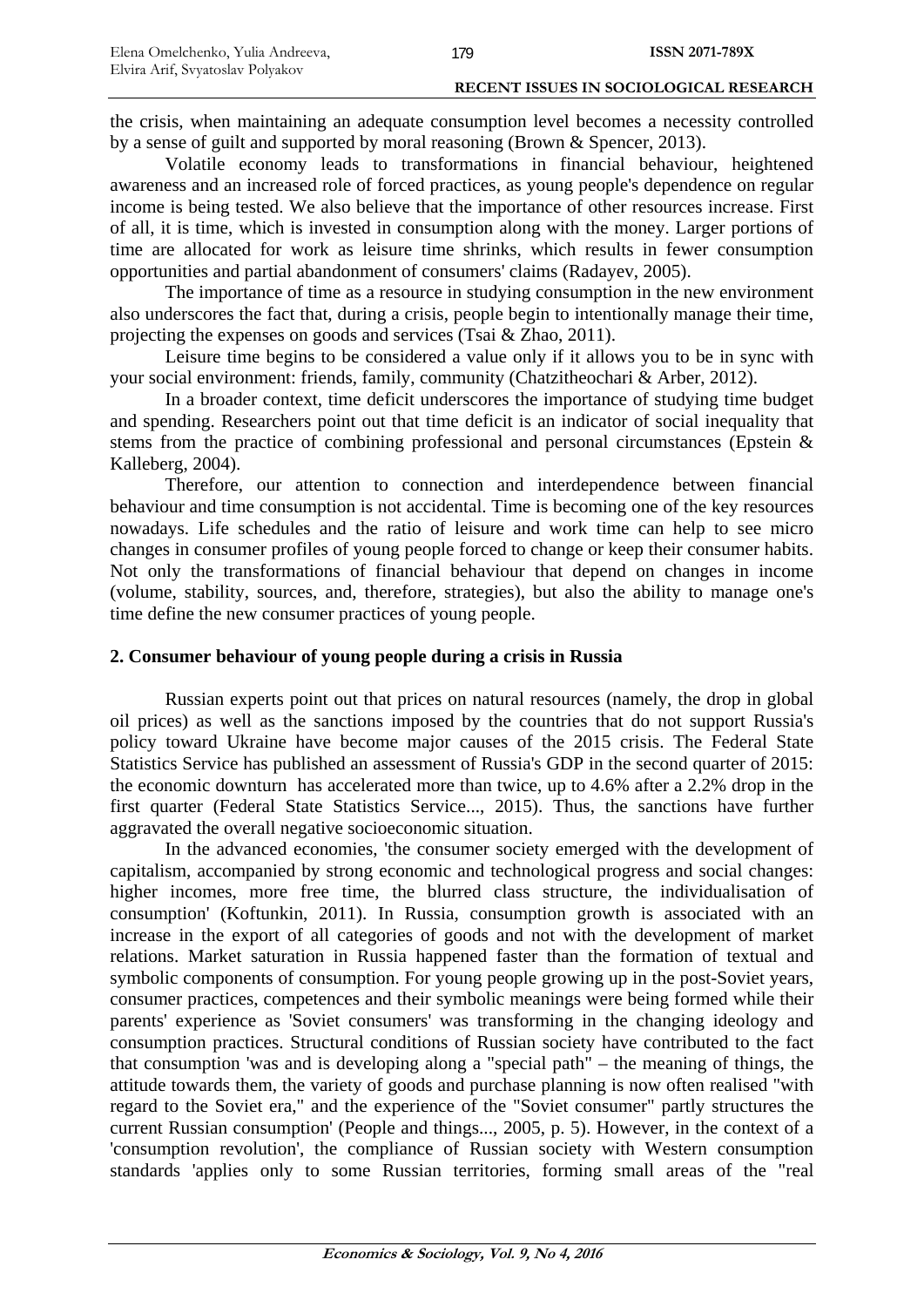the crisis, when maintaining an adequate consumption level becomes a necessity controlled by a sense of guilt and supported by moral reasoning (Brown & Spencer, 2013).

Volatile economy leads to transformations in financial behaviour, heightened awareness and an increased role of forced practices, as young people's dependence on regular income is being tested. We also believe that the importance of other resources increase. First of all, it is time, which is invested in consumption along with the money. Larger portions of time are allocated for work as leisure time shrinks, which results in fewer consumption opportunities and partial abandonment of consumers' claims (Radayev, 2005).

The importance of time as a resource in studying consumption in the new environment also underscores the fact that, during a crisis, people begin to intentionally manage their time, projecting the expenses on goods and services (Tsai & Zhao, 2011).

Leisure time begins to be considered a value only if it allows you to be in sync with your social environment: friends, family, community (Chatzitheochari & Arber, 2012).

In a broader context, time deficit underscores the importance of studying time budget and spending. Researchers point out that time deficit is an indicator of social inequality that stems from the practice of combining professional and personal circumstances (Epstein & Kalleberg, 2004).

Therefore, our attention to connection and interdependence between financial behaviour and time consumption is not accidental. Time is becoming one of the key resources nowadays. Life schedules and the ratio of leisure and work time can help to see micro changes in consumer profiles of young people forced to change or keep their consumer habits. Not only the transformations of financial behaviour that depend on changes in income (volume, stability, sources, and, therefore, strategies), but also the ability to manage one's time define the new consumer practices of young people.

## 2. Consumer behaviour of young people during a crisis in Russia

Russian experts point out that prices on natural resources (namely, the drop in global oil prices) as well as the sanctions imposed by the countries that do not support Russia's policy toward Ukraine have become major causes of the 2015 crisis. The Federal State Statistics Service has published an assessment of Russia's GDP in the second quarter of 2015: the economic downturn has accelerated more than twice, up to 4.6% after a 2.2% drop in the first quarter (Federal State Statistics Service..., 2015). Thus, the sanctions have further aggravated the overall negative socioeconomic situation.

In the advanced economies, 'the consumer society emerged with the development of capitalism, accompanied by strong economic and technological progress and social changes: higher incomes, more free time, the blurred class structure, the individualisation of consumption' (Koftunkin, 2011). In Russia, consumption growth is associated with an increase in the export of all categories of goods and not with the development of market relations. Market saturation in Russia happened faster than the formation of textual and symbolic components of consumption. For young people growing up in the post-Soviet years, consumer practices, competences and their symbolic meanings were being formed while their parents' experience as 'Soviet consumers' was transforming in the changing ideology and consumption practices. Structural conditions of Russian society have contributed to the fact that consumption 'was and is developing along a "special path" – the meaning of things, the attitude towards them, the variety of goods and purchase planning is now often realised "with regard to the Soviet era," and the experience of the "Soviet consumer" partly structures the current Russian consumption' (People and things..., 2005, p. 5). However, in the context of a 'consumption revolution', the compliance of Russian society with Western consumption standards 'applies only to some Russian territories, forming small areas of the "real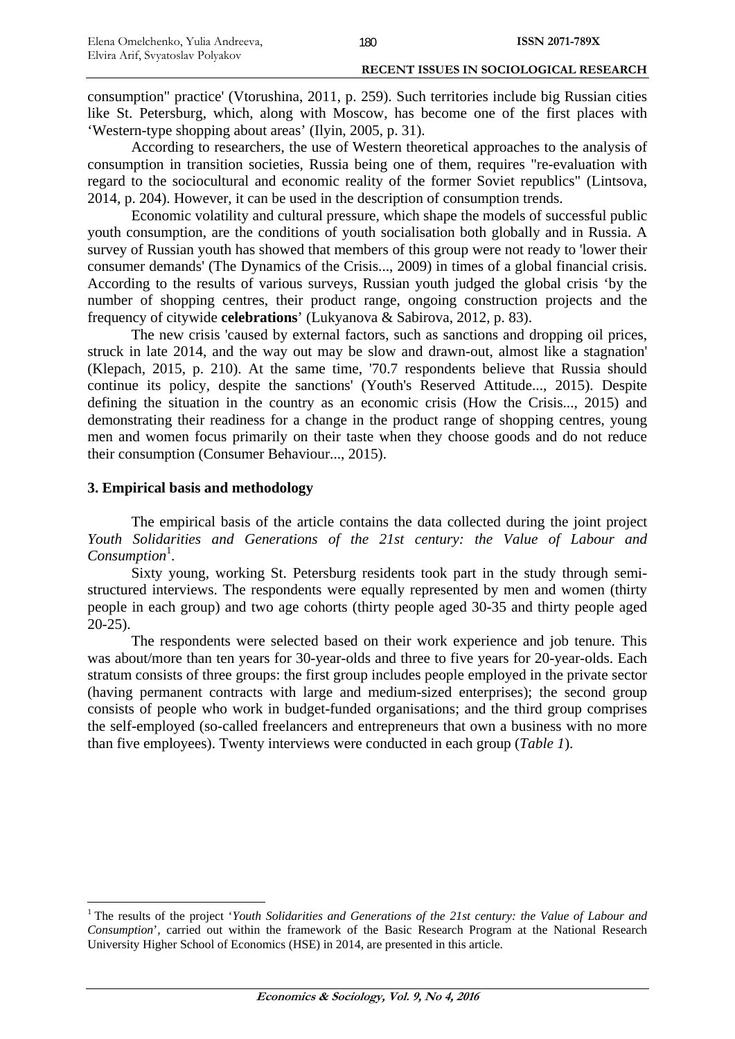consumption" practice' (Vtorushina, 2011, p. 259). Such territories include big Russian cities like St. Petersburg, which, along with Moscow, has become one of the first places with 'Western-type shopping about areas' (Ilyin, 2005, p. 31).

According to researchers, the use of Western theoretical approaches to the analysis of consumption in transition societies, Russia being one of them, requires "re-evaluation with regard to the sociocultural and economic reality of the former Soviet republics" (Lintsova, 2014, p. 204). However, it can be used in the description of consumption trends.

Economic volatility and cultural pressure, which shape the models of successful public youth consumption, are the conditions of youth socialisation both globally and in Russia. A survey of Russian youth has showed that members of this group were not ready to 'lower their consumer demands' (The Dynamics of the Crisis..., 2009) in times of a global financial crisis. According to the results of various surveys, Russian youth judged the global crisis 'by the number of shopping centres, their product range, ongoing construction projects and the frequency of citywide **celebrations**' (Lukyanova & Sabirova, 2012, p. 83).

The new crisis 'caused by external factors, such as sanctions and dropping oil prices, struck in late 2014, and the way out may be slow and drawn-out, almost like a stagnation' (Klepach, 2015, p. 210). At the same time, '70.7 respondents believe that Russia should continue its policy, despite the sanctions' (Youth's Reserved Attitude..., 2015). Despite defining the situation in the country as an economic crisis (How the Crisis..., 2015) and demonstrating their readiness for a change in the product range of shopping centres, young men and women focus primarily on their taste when they choose goods and do not reduce their consumption (Consumer Behaviour..., 2015).

## 3. Empirical basis and methodology

The empirical basis of the article contains the data collected during the joint project *Youth Solidarities and Generations of the 21st century: the Value of Labour and Consumption*[1].

Sixty young, working St. Petersburg residents took part in the study through semi-structured interviews. The respondents were equally represented by men and women (thirty people in each group) and two age cohorts (thirty people aged 30-35 and thirty people aged 20-25).

The respondents were selected based on their work experience and job tenure. This was about/more than ten years for 30-year-olds and three to five years for 20-year-olds. Each stratum consists of three groups: the first group includes people employed in the private sector (having permanent contracts with large and medium-sized enterprises); the second group consists of people who work in budget-funded organisations; and the third group comprises the self-employed (so-called freelancers and entrepreneurs that own a business with no more than five employees). Twenty interviews were conducted in each group (*Table 1*).

---

[1] The results of the project '*Youth Solidarities and Generations of the 21st century: the Value of Labour and Consumption*', carried out within the framework of the Basic Research Program at the National Research University Higher School of Economics (HSE) in 2014, are presented in this article.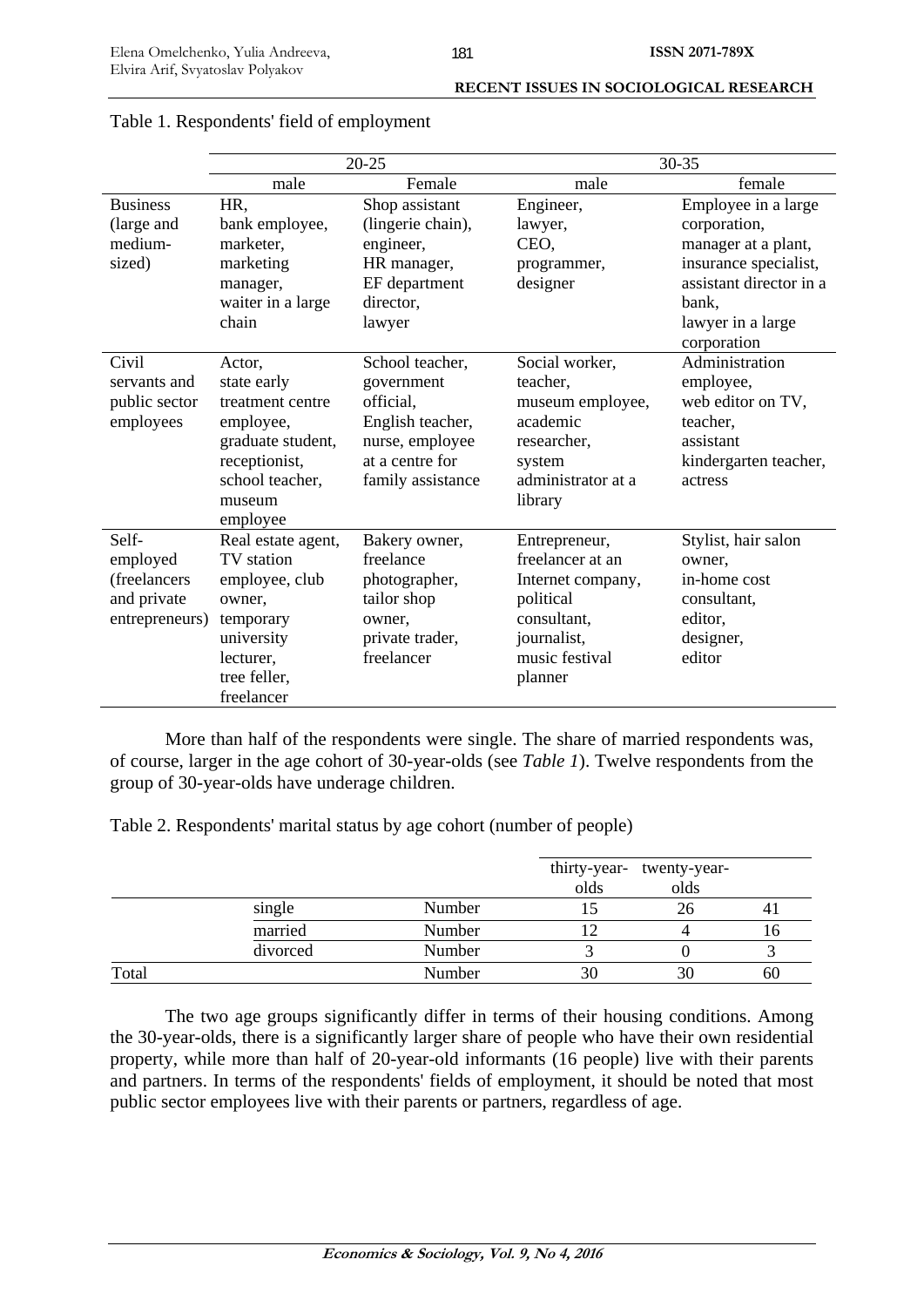Table 1. Respondents' field of employment

| | 20-25 | | 30-35 | |
|---|---|---|---|---|
| | male | Female | male | female |
| Business (large and medium-sized) | HR, bank employee, marketer, marketing manager, waiter in a large chain | Shop assistant (lingerie chain), engineer, HR manager, EF department director, lawyer | Engineer, lawyer, CEO, programmer, designer | Employee in a large corporation, manager at a plant, insurance specialist, assistant director in a bank, lawyer in a large corporation |
| Civil servants and public sector employees | Actor, state early treatment centre employee, graduate student, receptionist, school teacher, museum employee | School teacher, government official, English teacher, nurse, employee at a centre for family assistance | Social worker, teacher, museum employee, academic researcher, system administrator at a library | Administration employee, web editor on TV, teacher, assistant kindergarten teacher, actress |
| Self-employed (freelancers and private entrepreneurs) | Real estate agent, TV station employee, club owner, temporary university lecturer, tree feller, freelancer | Bakery owner, freelance photographer, tailor shop owner, private trader, freelancer | Entrepreneur, freelancer at an Internet company, political consultant, journalist, music festival planner | Stylist, hair salon owner, in-home cost consultant, editor, designer, editor |

More than half of the respondents were single. The share of married respondents was, of course, larger in the age cohort of 30-year-olds (see *Table 1*). Twelve respondents from the group of 30-year-olds have underage children.

Table 2. Respondents' marital status by age cohort (number of people)

| | | | thirty-year-olds | twenty-year-olds | |
|---|---|---|---|---|---|
| | single | Number | 15 | 26 | 41 |
| | married | Number | 12 | 4 | 16 |
| | divorced | Number | 3 | 0 | 3 |
| Total | | Number | 30 | 30 | 60 |

The two age groups significantly differ in terms of their housing conditions. Among the 30-year-olds, there is a significantly larger share of people who have their own residential property, while more than half of 20-year-old informants (16 people) live with their parents and partners. In terms of the respondents' fields of employment, it should be noted that most public sector employees live with their parents or partners, regardless of age.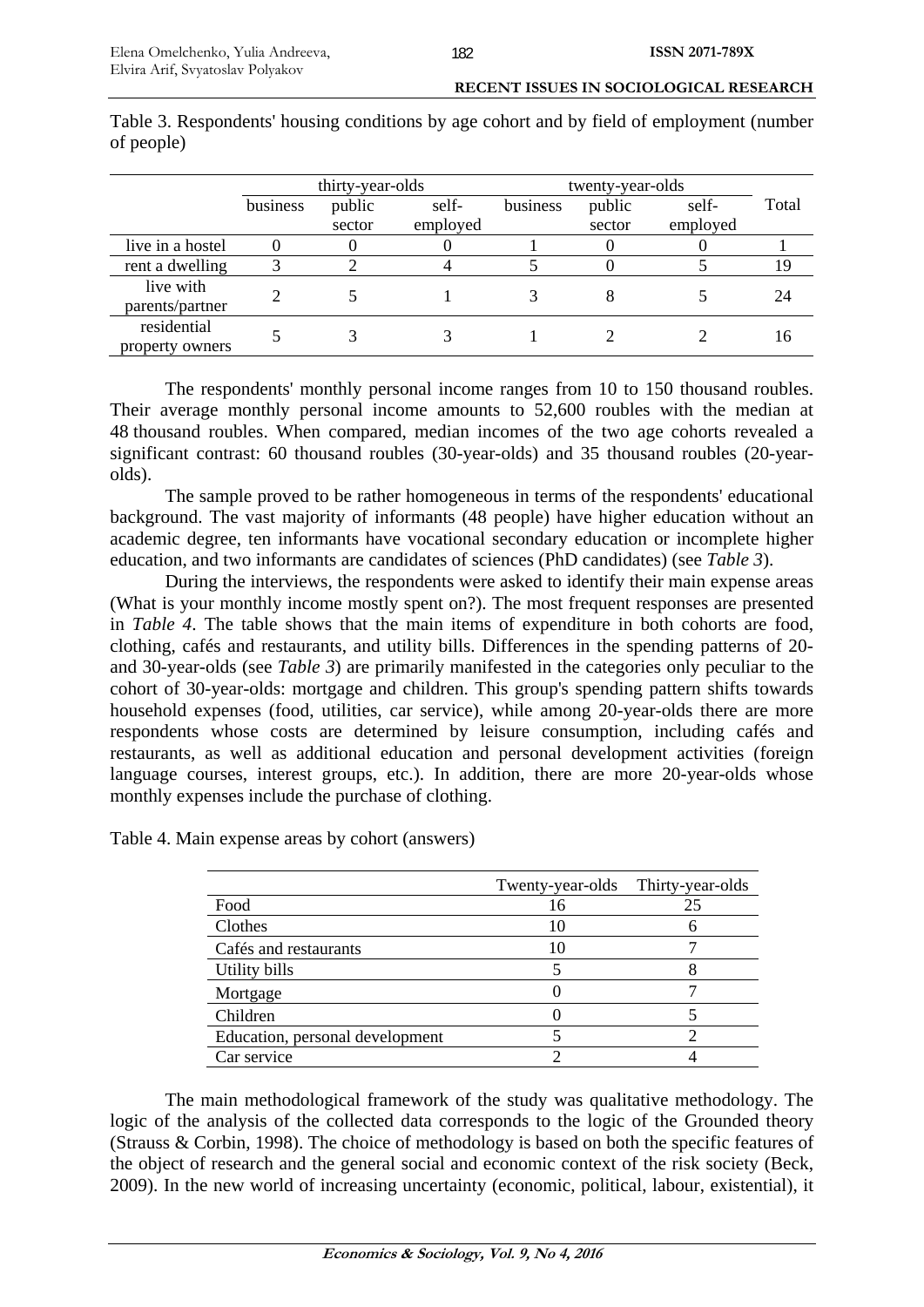Table 3. Respondents' housing conditions by age cohort and by field of employment (number of people)

| | thirty-year-olds | | | twenty-year-olds | | | Total |
|---|---|---|---|---|---|---|---|
| | business | public sector | self-employed | business | public sector | self-employed | |
| live in a hostel | 0 | 0 | 0 | 1 | 0 | 0 | 1 |
| rent a dwelling | 3 | 2 | 4 | 5 | 0 | 5 | 19 |
| live with parents/partner | 2 | 5 | 1 | 3 | 8 | 5 | 24 |
| residential property owners | 5 | 3 | 3 | 1 | 2 | 2 | 16 |

The respondents' monthly personal income ranges from 10 to 150 thousand roubles. Their average monthly personal income amounts to 52,600 roubles with the median at 48 thousand roubles. When compared, median incomes of the two age cohorts revealed a significant contrast: 60 thousand roubles (30-year-olds) and 35 thousand roubles (20-year-olds).

The sample proved to be rather homogeneous in terms of the respondents' educational background. The vast majority of informants (48 people) have higher education without an academic degree, ten informants have vocational secondary education or incomplete higher education, and two informants are candidates of sciences (PhD candidates) (see *Table 3*).

During the interviews, the respondents were asked to identify their main expense areas (What is your monthly income mostly spent on?). The most frequent responses are presented in *Table 4*. The table shows that the main items of expenditure in both cohorts are food, clothing, cafés and restaurants, and utility bills. Differences in the spending patterns of 20- and 30-year-olds (see *Table 3*) are primarily manifested in the categories only peculiar to the cohort of 30-year-olds: mortgage and children. This group's spending pattern shifts towards household expenses (food, utilities, car service), while among 20-year-olds there are more respondents whose costs are determined by leisure consumption, including cafés and restaurants, as well as additional education and personal development activities (foreign language courses, interest groups, etc.). In addition, there are more 20-year-olds whose monthly expenses include the purchase of clothing.

Table 4. Main expense areas by cohort (answers)

| | Twenty-year-olds | Thirty-year-olds |
|---|---|---|
| Food | 16 | 25 |
| Clothes | 10 | 6 |
| Cafés and restaurants | 10 | 7 |
| Utility bills | 5 | 8 |
| Mortgage | 0 | 7 |
| Children | 0 | 5 |
| Education, personal development | 5 | 2 |
| Car service | 2 | 4 |

The main methodological framework of the study was qualitative methodology. The logic of the analysis of the collected data corresponds to the logic of the Grounded theory (Strauss & Corbin, 1998). The choice of methodology is based on both the specific features of the object of research and the general social and economic context of the risk society (Beck, 2009). In the new world of increasing uncertainty (economic, political, labour, existential), it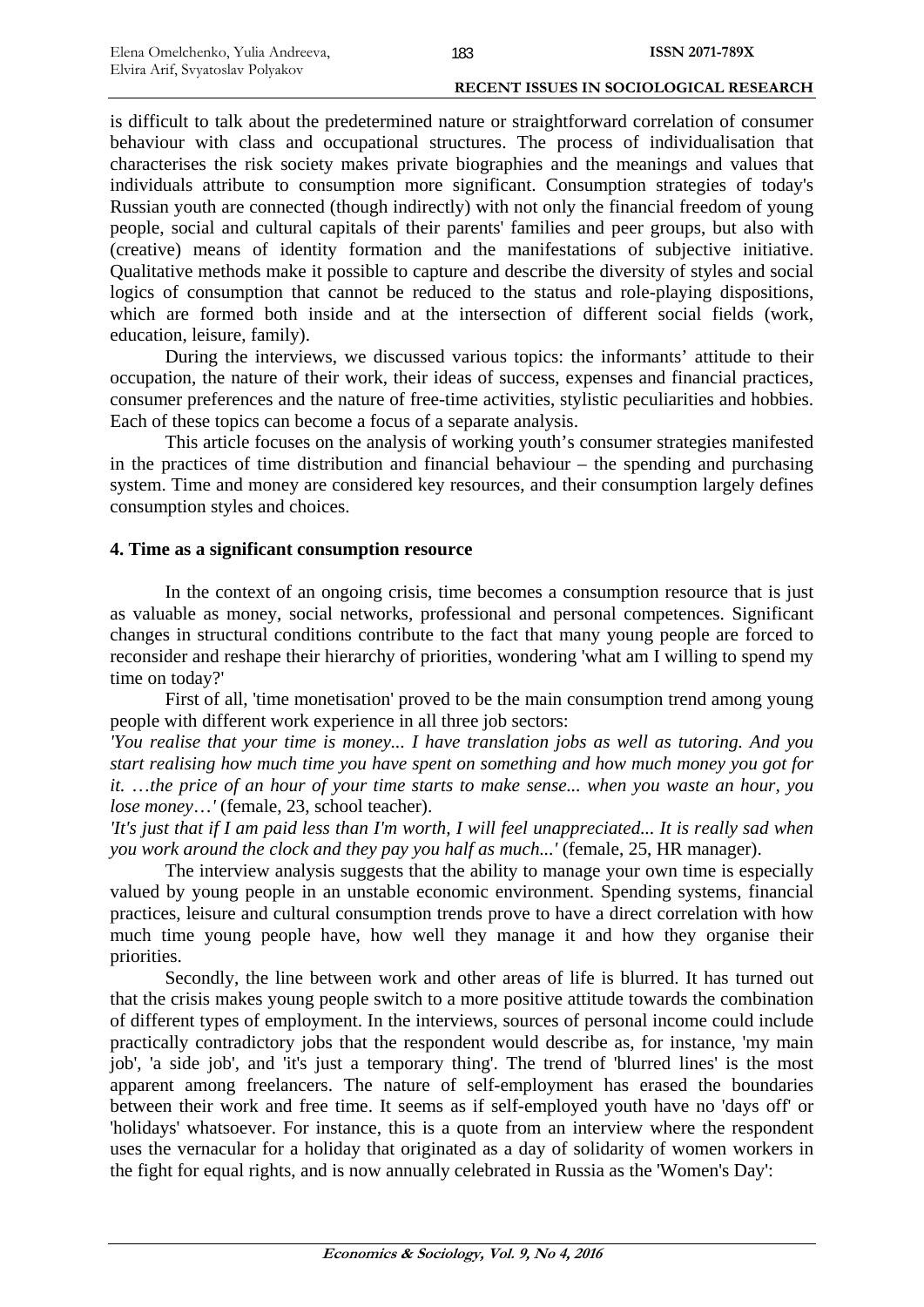is difficult to talk about the predetermined nature or straightforward correlation of consumer behaviour with class and occupational structures. The process of individualisation that characterises the risk society makes private biographies and the meanings and values that individuals attribute to consumption more significant. Consumption strategies of today's Russian youth are connected (though indirectly) with not only the financial freedom of young people, social and cultural capitals of their parents' families and peer groups, but also with (creative) means of identity formation and the manifestations of subjective initiative. Qualitative methods make it possible to capture and describe the diversity of styles and social logics of consumption that cannot be reduced to the status and role-playing dispositions, which are formed both inside and at the intersection of different social fields (work, education, leisure, family).

During the interviews, we discussed various topics: the informants' attitude to their occupation, the nature of their work, their ideas of success, expenses and financial practices, consumer preferences and the nature of free-time activities, stylistic peculiarities and hobbies. Each of these topics can become a focus of a separate analysis.

This article focuses on the analysis of working youth's consumer strategies manifested in the practices of time distribution and financial behaviour – the spending and purchasing system. Time and money are considered key resources, and their consumption largely defines consumption styles and choices.

## 4. Time as a significant consumption resource

In the context of an ongoing crisis, time becomes a consumption resource that is just as valuable as money, social networks, professional and personal competences. Significant changes in structural conditions contribute to the fact that many young people are forced to reconsider and reshape their hierarchy of priorities, wondering 'what am I willing to spend my time on today?'

First of all, 'time monetisation' proved to be the main consumption trend among young people with different work experience in all three job sectors:

*'You realise that your time is money... I have translation jobs as well as tutoring. And you start realising how much time you have spent on something and how much money you got for it. …the price of an hour of your time starts to make sense... when you waste an hour, you lose money…'* (female, 23, school teacher).

*'It's just that if I am paid less than I'm worth, I will feel unappreciated... It is really sad when you work around the clock and they pay you half as much...'* (female, 25, HR manager).

The interview analysis suggests that the ability to manage your own time is especially valued by young people in an unstable economic environment. Spending systems, financial practices, leisure and cultural consumption trends prove to have a direct correlation with how much time young people have, how well they manage it and how they organise their priorities.

Secondly, the line between work and other areas of life is blurred. It has turned out that the crisis makes young people switch to a more positive attitude towards the combination of different types of employment. In the interviews, sources of personal income could include practically contradictory jobs that the respondent would describe as, for instance, 'my main job', 'a side job', and 'it's just a temporary thing'. The trend of 'blurred lines' is the most apparent among freelancers. The nature of self-employment has erased the boundaries between their work and free time. It seems as if self-employed youth have no 'days off' or 'holidays' whatsoever. For instance, this is a quote from an interview where the respondent uses the vernacular for a holiday that originated as a day of solidarity of women workers in the fight for equal rights, and is now annually celebrated in Russia as the 'Women's Day':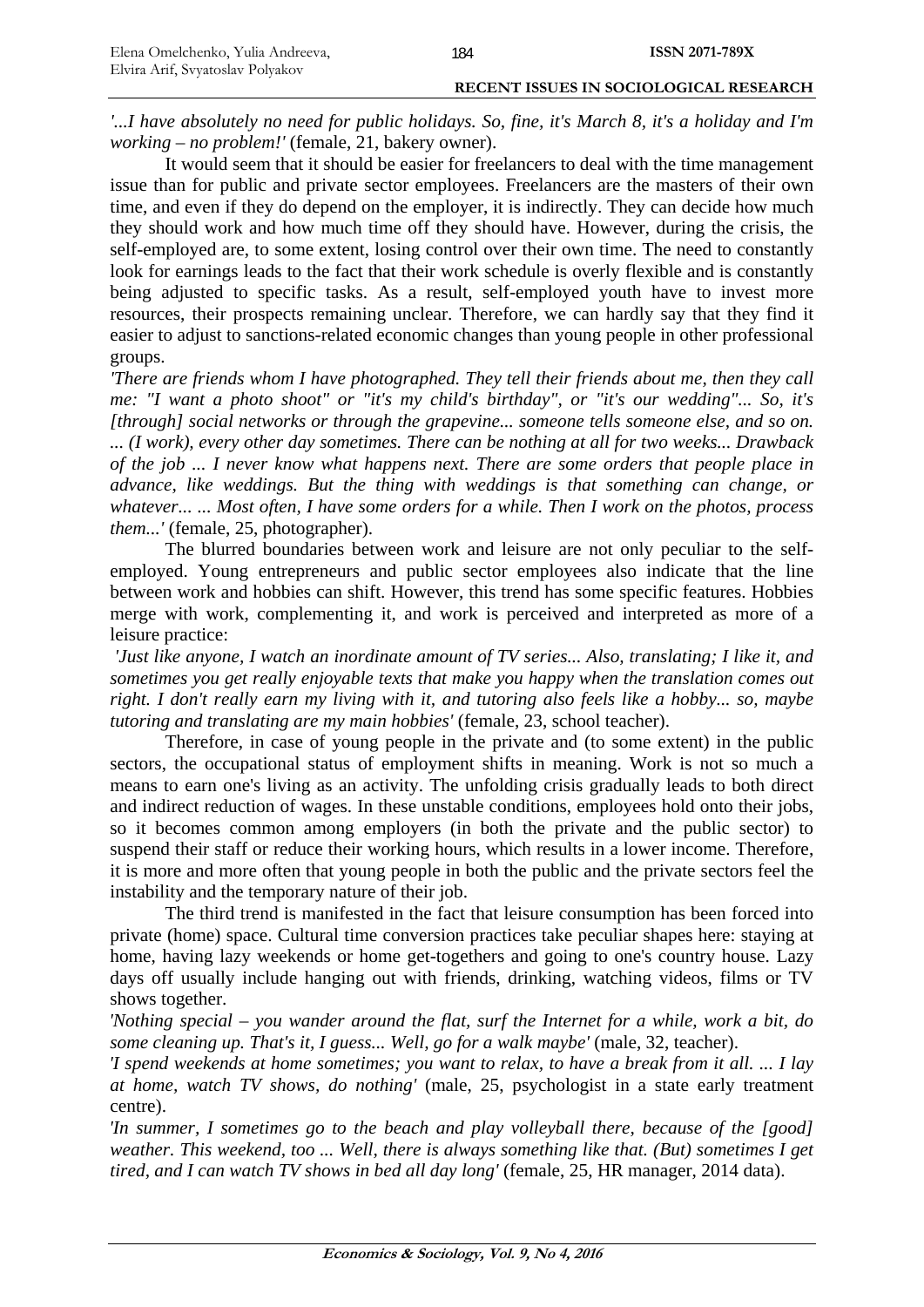*'...I have absolutely no need for public holidays. So, fine, it's March 8, it's a holiday and I'm working – no problem!'* (female, 21, bakery owner).

It would seem that it should be easier for freelancers to deal with the time management issue than for public and private sector employees. Freelancers are the masters of their own time, and even if they do depend on the employer, it is indirectly. They can decide how much they should work and how much time off they should have. However, during the crisis, the self-employed are, to some extent, losing control over their own time. The need to constantly look for earnings leads to the fact that their work schedule is overly flexible and is constantly being adjusted to specific tasks. As a result, self-employed youth have to invest more resources, their prospects remaining unclear. Therefore, we can hardly say that they find it easier to adjust to sanctions-related economic changes than young people in other professional groups.

*'There are friends whom I have photographed. They tell their friends about me, then they call me: "I want a photo shoot" or "it's my child's birthday", or "it's our wedding"... So, it's [through] social networks or through the grapevine... someone tells someone else, and so on. ... (I work), every other day sometimes. There can be nothing at all for two weeks... Drawback of the job ... I never know what happens next. There are some orders that people place in advance, like weddings. But the thing with weddings is that something can change, or whatever... ... Most often, I have some orders for a while. Then I work on the photos, process them...'* (female, 25, photographer).

The blurred boundaries between work and leisure are not only peculiar to the self-employed. Young entrepreneurs and public sector employees also indicate that the line between work and hobbies can shift. However, this trend has some specific features. Hobbies merge with work, complementing it, and work is perceived and interpreted as more of a leisure practice:

*'Just like anyone, I watch an inordinate amount of TV series... Also, translating; I like it, and sometimes you get really enjoyable texts that make you happy when the translation comes out right. I don't really earn my living with it, and tutoring also feels like a hobby... so, maybe tutoring and translating are my main hobbies'* (female, 23, school teacher).

Therefore, in case of young people in the private and (to some extent) in the public sectors, the occupational status of employment shifts in meaning. Work is not so much a means to earn one's living as an activity. The unfolding crisis gradually leads to both direct and indirect reduction of wages. In these unstable conditions, employees hold onto their jobs, so it becomes common among employers (in both the private and the public sector) to suspend their staff or reduce their working hours, which results in a lower income. Therefore, it is more and more often that young people in both the public and the private sectors feel the instability and the temporary nature of their job.

The third trend is manifested in the fact that leisure consumption has been forced into private (home) space. Cultural time conversion practices take peculiar shapes here: staying at home, having lazy weekends or home get-togethers and going to one's country house. Lazy days off usually include hanging out with friends, drinking, watching videos, films or TV shows together.

*'Nothing special – you wander around the flat, surf the Internet for a while, work a bit, do some cleaning up. That's it, I guess... Well, go for a walk maybe'* (male, 32, teacher).

*'I spend weekends at home sometimes; you want to relax, to have a break from it all. ... I lay at home, watch TV shows, do nothing'* (male, 25, psychologist in a state early treatment centre).

*'In summer, I sometimes go to the beach and play volleyball there, because of the [good] weather. This weekend, too ... Well, there is always something like that. (But) sometimes I get tired, and I can watch TV shows in bed all day long'* (female, 25, HR manager, 2014 data).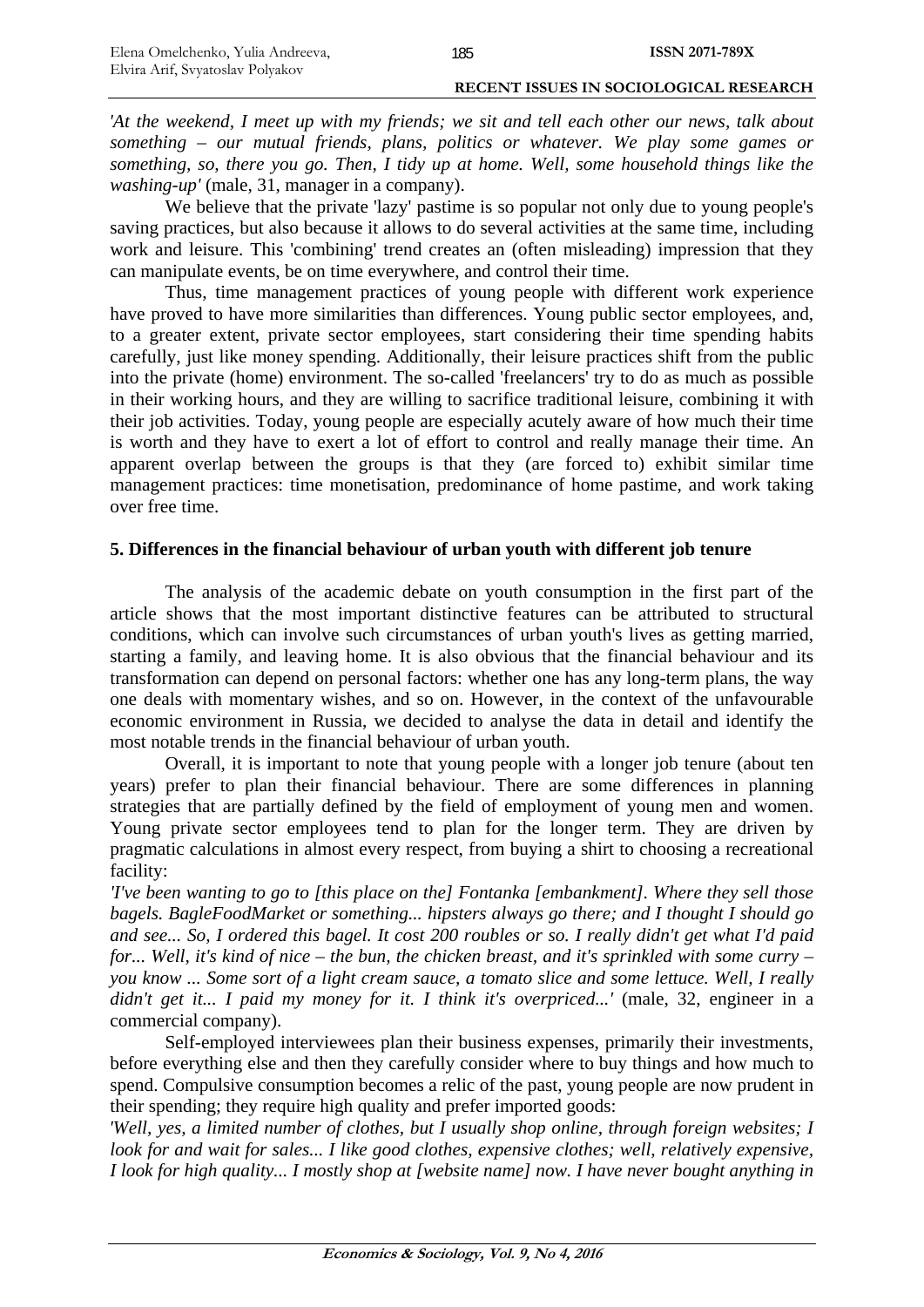*'At the weekend, I meet up with my friends; we sit and tell each other our news, talk about something – our mutual friends, plans, politics or whatever. We play some games or something, so, there you go. Then, I tidy up at home. Well, some household things like the washing-up'* (male, 31, manager in a company).

We believe that the private 'lazy' pastime is so popular not only due to young people's saving practices, but also because it allows to do several activities at the same time, including work and leisure. This 'combining' trend creates an (often misleading) impression that they can manipulate events, be on time everywhere, and control their time.

Thus, time management practices of young people with different work experience have proved to have more similarities than differences. Young public sector employees, and, to a greater extent, private sector employees, start considering their time spending habits carefully, just like money spending. Additionally, their leisure practices shift from the public into the private (home) environment. The so-called 'freelancers' try to do as much as possible in their working hours, and they are willing to sacrifice traditional leisure, combining it with their job activities. Today, young people are especially acutely aware of how much their time is worth and they have to exert a lot of effort to control and really manage their time. An apparent overlap between the groups is that they (are forced to) exhibit similar time management practices: time monetisation, predominance of home pastime, and work taking over free time.

## 5. Differences in the financial behaviour of urban youth with different job tenure

The analysis of the academic debate on youth consumption in the first part of the article shows that the most important distinctive features can be attributed to structural conditions, which can involve such circumstances of urban youth's lives as getting married, starting a family, and leaving home. It is also obvious that the financial behaviour and its transformation can depend on personal factors: whether one has any long-term plans, the way one deals with momentary wishes, and so on. However, in the context of the unfavourable economic environment in Russia, we decided to analyse the data in detail and identify the most notable trends in the financial behaviour of urban youth.

Overall, it is important to note that young people with a longer job tenure (about ten years) prefer to plan their financial behaviour. There are some differences in planning strategies that are partially defined by the field of employment of young men and women. Young private sector employees tend to plan for the longer term. They are driven by pragmatic calculations in almost every respect, from buying a shirt to choosing a recreational facility:

*'I've been wanting to go to [this place on the] Fontanka [embankment]. Where they sell those bagels. BagleFoodMarket or something... hipsters always go there; and I thought I should go and see... So, I ordered this bagel. It cost 200 roubles or so. I really didn't get what I'd paid for... Well, it's kind of nice – the bun, the chicken breast, and it's sprinkled with some curry – you know ... Some sort of a light cream sauce, a tomato slice and some lettuce. Well, I really didn't get it... I paid my money for it. I think it's overpriced...'* (male, 32, engineer in a commercial company).

Self-employed interviewees plan their business expenses, primarily their investments, before everything else and then they carefully consider where to buy things and how much to spend. Compulsive consumption becomes a relic of the past, young people are now prudent in their spending; they require high quality and prefer imported goods:

*'Well, yes, a limited number of clothes, but I usually shop online, through foreign websites; I look for and wait for sales... I like good clothes, expensive clothes; well, relatively expensive, I look for high quality... I mostly shop at [website name] now. I have never bought anything in*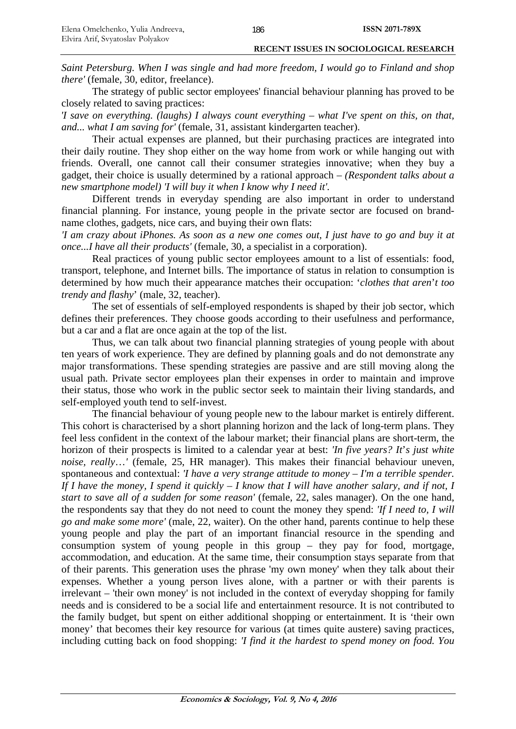*Saint Petersburg. When I was single and had more freedom, I would go to Finland and shop there'* (female, 30, editor, freelance).

The strategy of public sector employees' financial behaviour planning has proved to be closely related to saving practices:

*'I save on everything. (laughs) I always count everything – what I've spent on this, on that, and... what I am saving for'* (female, 31, assistant kindergarten teacher).

Their actual expenses are planned, but their purchasing practices are integrated into their daily routine. They shop either on the way home from work or while hanging out with friends. Overall, one cannot call their consumer strategies innovative; when they buy a gadget, their choice is usually determined by a rational approach – *(Respondent talks about a new smartphone model) 'I will buy it when I know why I need it'.*

Different trends in everyday spending are also important in order to understand financial planning. For instance, young people in the private sector are focused on brand-name clothes, gadgets, nice cars, and buying their own flats:

*'I am crazy about iPhones. As soon as a new one comes out, I just have to go and buy it at once...I have all their products'* (female, 30, a specialist in a corporation).

Real practices of young public sector employees amount to a list of essentials: food, transport, telephone, and Internet bills. The importance of status in relation to consumption is determined by how much their appearance matches their occupation: '*clothes that aren't too trendy and flashy*' (male, 32, teacher).

The set of essentials of self-employed respondents is shaped by their job sector, which defines their preferences. They choose goods according to their usefulness and performance, but a car and a flat are once again at the top of the list.

Thus, we can talk about two financial planning strategies of young people with about ten years of work experience. They are defined by planning goals and do not demonstrate any major transformations. These spending strategies are passive and are still moving along the usual path. Private sector employees plan their expenses in order to maintain and improve their status, those who work in the public sector seek to maintain their living standards, and self-employed youth tend to self-invest.

The financial behaviour of young people new to the labour market is entirely different. This cohort is characterised by a short planning horizon and the lack of long-term plans. They feel less confident in the context of the labour market; their financial plans are short-term, the horizon of their prospects is limited to a calendar year at best: *'In five years? It's just white noise, really…'* (female, 25, HR manager). This makes their financial behaviour uneven, spontaneous and contextual: *'I have a very strange attitude to money – I'm a terrible spender. If I have the money, I spend it quickly – I know that I will have another salary, and if not, I start to save all of a sudden for some reason'* (female, 22, sales manager). On the one hand, the respondents say that they do not need to count the money they spend: *'If I need to, I will go and make some more'* (male, 22, waiter). On the other hand, parents continue to help these young people and play the part of an important financial resource in the spending and consumption system of young people in this group – they pay for food, mortgage, accommodation, and education. At the same time, their consumption stays separate from that of their parents. This generation uses the phrase 'my own money' when they talk about their expenses. Whether a young person lives alone, with a partner or with their parents is irrelevant – 'their own money' is not included in the context of everyday shopping for family needs and is considered to be a social life and entertainment resource. It is not contributed to the family budget, but spent on either additional shopping or entertainment. It is 'their own money' that becomes their key resource for various (at times quite austere) saving practices, including cutting back on food shopping: *'I find it the hardest to spend money on food. You*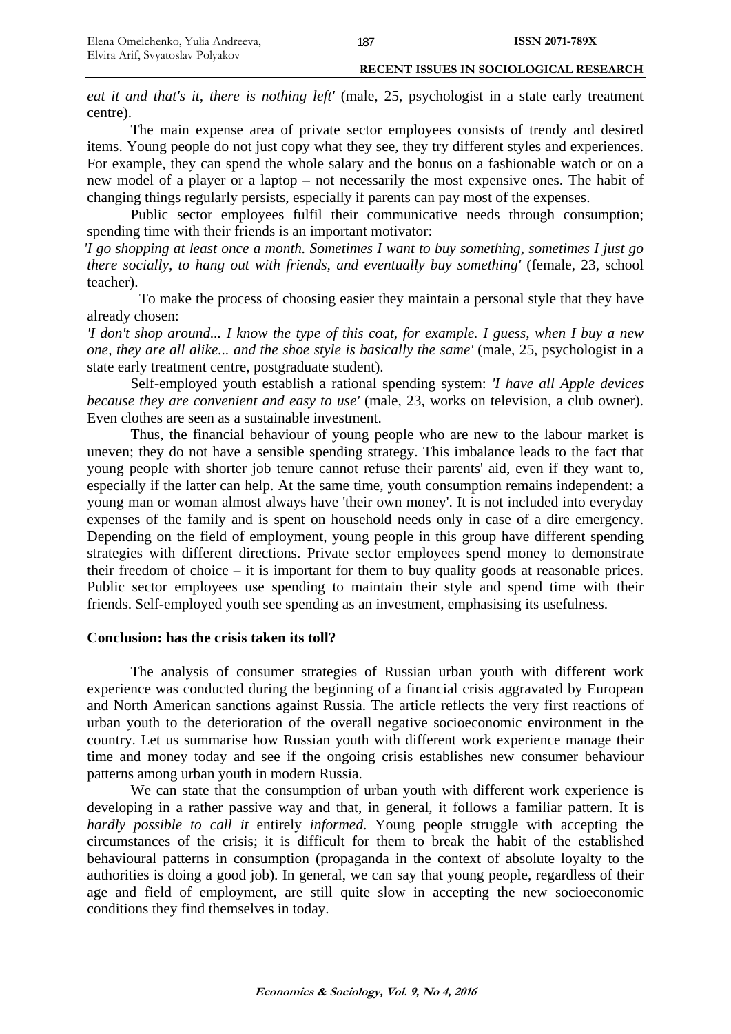*eat it and that's it, there is nothing left'* (male, 25, psychologist in a state early treatment centre).

The main expense area of private sector employees consists of trendy and desired items. Young people do not just copy what they see, they try different styles and experiences. For example, they can spend the whole salary and the bonus on a fashionable watch or on a new model of a player or a laptop – not necessarily the most expensive ones. The habit of changing things regularly persists, especially if parents can pay most of the expenses.

Public sector employees fulfil their communicative needs through consumption; spending time with their friends is an important motivator:

*'I go shopping at least once a month. Sometimes I want to buy something, sometimes I just go there socially, to hang out with friends, and eventually buy something'* (female, 23, school teacher).

To make the process of choosing easier they maintain a personal style that they have already chosen:

*'I don't shop around... I know the type of this coat, for example. I guess, when I buy a new one, they are all alike... and the shoe style is basically the same'* (male, 25, psychologist in a state early treatment centre, postgraduate student).

Self-employed youth establish a rational spending system: *'I have all Apple devices because they are convenient and easy to use'* (male, 23, works on television, a club owner). Even clothes are seen as a sustainable investment.

Thus, the financial behaviour of young people who are new to the labour market is uneven; they do not have a sensible spending strategy. This imbalance leads to the fact that young people with shorter job tenure cannot refuse their parents' aid, even if they want to, especially if the latter can help. At the same time, youth consumption remains independent: a young man or woman almost always have 'their own money'. It is not included into everyday expenses of the family and is spent on household needs only in case of a dire emergency. Depending on the field of employment, young people in this group have different spending strategies with different directions. Private sector employees spend money to demonstrate their freedom of choice – it is important for them to buy quality goods at reasonable prices. Public sector employees use spending to maintain their style and spend time with their friends. Self-employed youth see spending as an investment, emphasising its usefulness.

## Conclusion: has the crisis taken its toll?

The analysis of consumer strategies of Russian urban youth with different work experience was conducted during the beginning of a financial crisis aggravated by European and North American sanctions against Russia. The article reflects the very first reactions of urban youth to the deterioration of the overall negative socioeconomic environment in the country. Let us summarise how Russian youth with different work experience manage their time and money today and see if the ongoing crisis establishes new consumer behaviour patterns among urban youth in modern Russia.

We can state that the consumption of urban youth with different work experience is developing in a rather passive way and that, in general, it follows a familiar pattern. It is *hardly possible to call it* entirely *informed*. Young people struggle with accepting the circumstances of the crisis; it is difficult for them to break the habit of the established behavioural patterns in consumption (propaganda in the context of absolute loyalty to the authorities is doing a good job). In general, we can say that young people, regardless of their age and field of employment, are still quite slow in accepting the new socioeconomic conditions they find themselves in today.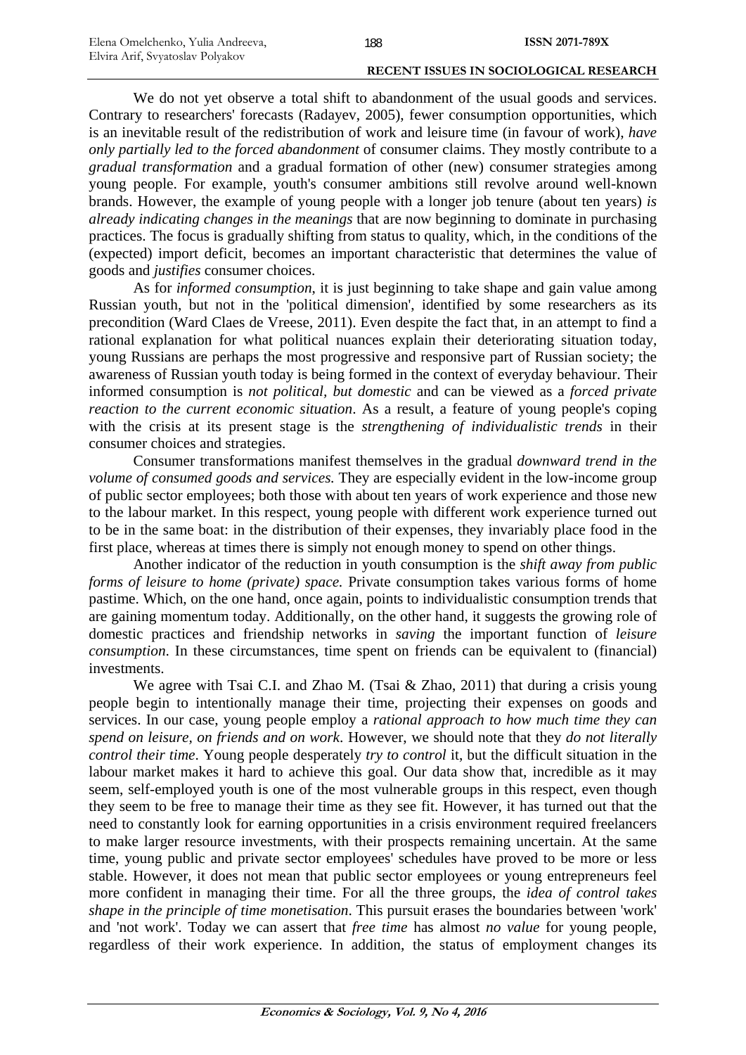We do not yet observe a total shift to abandonment of the usual goods and services. Contrary to researchers' forecasts (Radayev, 2005), fewer consumption opportunities, which is an inevitable result of the redistribution of work and leisure time (in favour of work), *have only partially led to the forced abandonment* of consumer claims. They mostly contribute to a *gradual transformation* and a gradual formation of other (new) consumer strategies among young people. For example, youth's consumer ambitions still revolve around well-known brands. However, the example of young people with a longer job tenure (about ten years) *is already indicating changes in the meanings* that are now beginning to dominate in purchasing practices. The focus is gradually shifting from status to quality, which, in the conditions of the (expected) import deficit, becomes an important characteristic that determines the value of goods and *justifies* consumer choices.

As for *informed consumption*, it is just beginning to take shape and gain value among Russian youth, but not in the 'political dimension', identified by some researchers as its precondition (Ward Claes de Vreese, 2011). Even despite the fact that, in an attempt to find a rational explanation for what political nuances explain their deteriorating situation today, young Russians are perhaps the most progressive and responsive part of Russian society; the awareness of Russian youth today is being formed in the context of everyday behaviour. Their informed consumption is *not political, but domestic* and can be viewed as a *forced private reaction to the current economic situation*. As a result, a feature of young people's coping with the crisis at its present stage is the *strengthening of individualistic trends* in their consumer choices and strategies.

Consumer transformations manifest themselves in the gradual *downward trend in the volume of consumed goods and services.* They are especially evident in the low-income group of public sector employees; both those with about ten years of work experience and those new to the labour market. In this respect, young people with different work experience turned out to be in the same boat: in the distribution of their expenses, they invariably place food in the first place, whereas at times there is simply not enough money to spend on other things.

Another indicator of the reduction in youth consumption is the *shift away from public forms of leisure to home (private) space.* Private consumption takes various forms of home pastime. Which, on the one hand, once again, points to individualistic consumption trends that are gaining momentum today. Additionally, on the other hand, it suggests the growing role of domestic practices and friendship networks in *saving* the important function of *leisure consumption*. In these circumstances, time spent on friends can be equivalent to (financial) investments.

We agree with Tsai C.I. and Zhao M. (Tsai & Zhao, 2011) that during a crisis young people begin to intentionally manage their time, projecting their expenses on goods and services. In our case, young people employ a *rational approach to how much time they can spend on leisure, on friends and on work*. However, we should note that they *do not literally control their time*. Young people desperately *try to control* it, but the difficult situation in the labour market makes it hard to achieve this goal. Our data show that, incredible as it may seem, self-employed youth is one of the most vulnerable groups in this respect, even though they seem to be free to manage their time as they see fit. However, it has turned out that the need to constantly look for earning opportunities in a crisis environment required freelancers to make larger resource investments, with their prospects remaining uncertain. At the same time, young public and private sector employees' schedules have proved to be more or less stable. However, it does not mean that public sector employees or young entrepreneurs feel more confident in managing their time. For all the three groups, the *idea of control takes shape in the principle of time monetisation*. This pursuit erases the boundaries between 'work' and 'not work'. Today we can assert that *free time* has almost *no value* for young people, regardless of their work experience. In addition, the status of employment changes its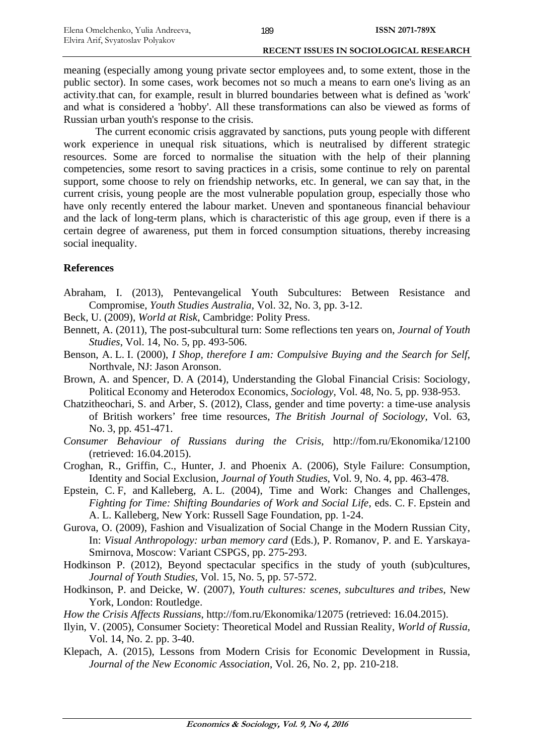meaning (especially among young private sector employees and, to some extent, those in the public sector). In some cases, work becomes not so much a means to earn one's living as an activity.that can, for example, result in blurred boundaries between what is defined as 'work' and what is considered a 'hobby'. All these transformations can also be viewed as forms of Russian urban youth's response to the crisis.

The current economic crisis aggravated by sanctions, puts young people with different work experience in unequal risk situations, which is neutralised by different strategic resources. Some are forced to normalise the situation with the help of their planning competencies, some resort to saving practices in a crisis, some continue to rely on parental support, some choose to rely on friendship networks, etc. In general, we can say that, in the current crisis, young people are the most vulnerable population group, especially those who have only recently entered the labour market. Uneven and spontaneous financial behaviour and the lack of long-term plans, which is characteristic of this age group, even if there is a certain degree of awareness, put them in forced consumption situations, thereby increasing social inequality.

## References

Abraham, I. (2013), Pentevangelical Youth Subcultures: Between Resistance and Compromise, *Youth Studies Australia*, Vol. 32, No. 3, pp. 3-12.

Beck, U. (2009), *World at Risk*, Cambridge: Polity Press.

Bennett, A. (2011), The post-subcultural turn: Some reflections ten years on, *Journal of Youth Studies*, Vol. 14, No. 5, pp. 493-506.

Benson, A. L. I. (2000), *I Shop, therefore I am: Compulsive Buying and the Search for Self*, Northvale, NJ: Jason Aronson.

Brown, A. and Spencer, D. A (2014), Understanding the Global Financial Crisis: Sociology, Political Economy and Heterodox Economics, *Sociology*, Vol. 48, No. 5, pp. 938-953.

Chatzitheochari, S. and Arber, S. (2012), Class, gender and time poverty: a time-use analysis of British workers' free time resources, *The British Journal of Sociology*, Vol. 63, No. 3, pp. 451-471.

*Consumer Behaviour of Russians during the Crisis*, http://fom.ru/Ekonomika/12100 (retrieved: 16.04.2015).

Croghan, R., Griffin, C., Hunter, J. and Phoenix A. (2006), Style Failure: Consumption, Identity and Social Exclusion, *Journal of Youth Studies*, Vol. 9, No. 4, pp. 463-478.

Epstein, C. F, and Kalleberg, A. L. (2004), Time and Work: Changes and Challenges, *Fighting for Time: Shifting Boundaries of Work and Social Life*, eds. C. F. Epstein and A. L. Kalleberg, New York: Russell Sage Foundation, pp. 1-24.

Gurova, O. (2009), Fashion and Visualization of Social Change in the Modern Russian City, In: *Visual Anthropology: urban memory card* (Eds.), P. Romanov, P. and E. Yarskaya-Smirnova, Moscow: Variant CSPGS, pp. 275-293.

Hodkinson P. (2012), Beyond spectacular specifics in the study of youth (sub)cultures, *Journal of Youth Studies*, Vol. 15, No. 5, pp. 57-572.

Hodkinson, P. and Deicke, W. (2007), *Youth cultures: scenes, subcultures and tribes*, New York, London: Routledge.

*How the Crisis Affects Russians*, http://fom.ru/Ekonomika/12075 (retrieved: 16.04.2015).

Ilyin, V. (2005), Consumer Society: Theoretical Model and Russian Reality, *World of Russia*, Vol. 14, No. 2. pp. 3-40.

Klepach, A. (2015), Lessons from Modern Crisis for Economic Development in Russia, *Journal of the New Economic Association*, Vol. 26, No. 2, pp. 210-218.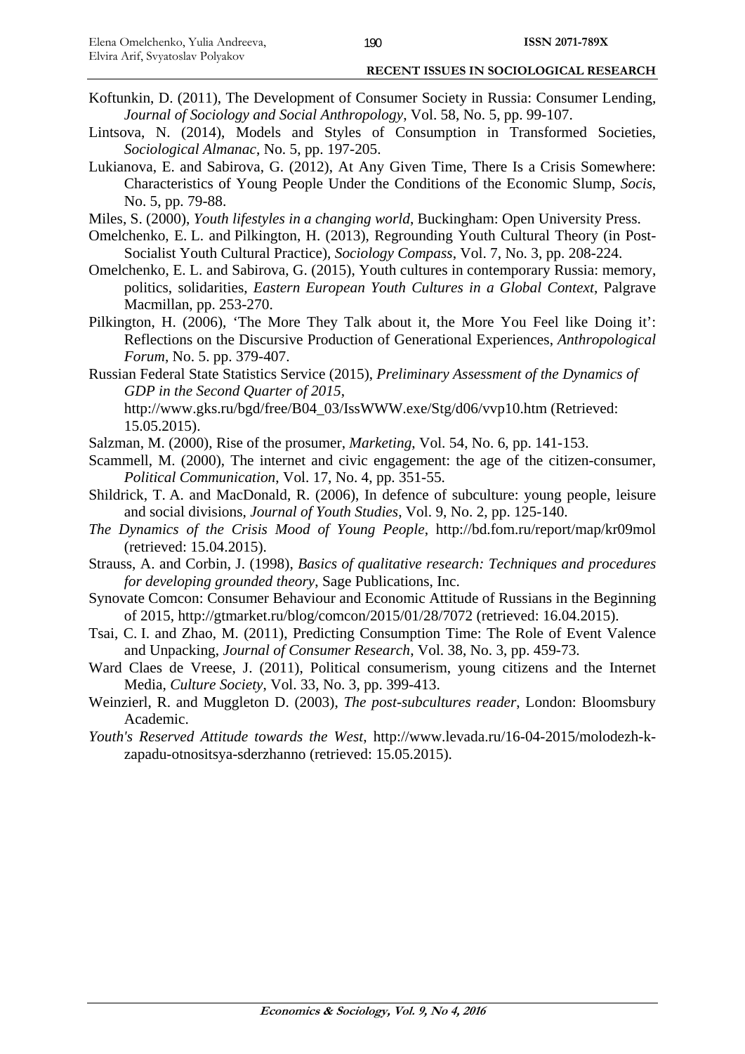Koftunkin, D. (2011), The Development of Consumer Society in Russia: Consumer Lending, *Journal of Sociology and Social Anthropology*, Vol. 58, No. 5, pp. 99-107.

Lintsova, N. (2014), Models and Styles of Consumption in Transformed Societies, *Sociological Almanac*, No. 5, pp. 197-205.

Lukianova, E. and Sabirova, G. (2012), At Any Given Time, There Is a Crisis Somewhere: Characteristics of Young People Under the Conditions of the Economic Slump, *Socis*, No. 5, pp. 79-88.

Miles, S. (2000), *Youth lifestyles in a changing world*, Buckingham: Open University Press.

Omelchenko, E. L. and Pilkington, H. (2013), Regrounding Youth Cultural Theory (in Post-Socialist Youth Cultural Practice), *Sociology Compass*, Vol. 7, No. 3, pp. 208-224.

Omelchenko, E. L. and Sabirova, G. (2015), Youth cultures in contemporary Russia: memory, politics, solidarities, *Eastern European Youth Cultures in a Global Context*, Palgrave Macmillan, pp. 253-270.

Pilkington, H. (2006), 'The More They Talk about it, the More You Feel like Doing it': Reflections on the Discursive Production of Generational Experiences, *Anthropological Forum*, No. 5. pp. 379-407.

Russian Federal State Statistics Service (2015), *Preliminary Assessment of the Dynamics of GDP in the Second Quarter of 2015*, http://www.gks.ru/bgd/free/B04_03/IssWWW.exe/Stg/d06/vvp10.htm (Retrieved: 15.05.2015).

Salzman, M. (2000), Rise of the prosumer, *Marketing*, Vol. 54, No. 6, pp. 141-153.

Scammell, M. (2000), The internet and civic engagement: the age of the citizen-consumer, *Political Communication*, Vol. 17, No. 4, pp. 351-55.

Shildrick, T. A. and MacDonald, R. (2006), In defence of subculture: young people, leisure and social divisions, *Journal of Youth Studies*, Vol. 9, No. 2, pp. 125-140.

*The Dynamics of the Crisis Mood of Young People*, http://bd.fom.ru/report/map/kr09mol (retrieved: 15.04.2015).

Strauss, A. and Corbin, J. (1998), *Basics of qualitative research: Techniques and procedures for developing grounded theory*, Sage Publications, Inc.

Synovate Comcon: Consumer Behaviour and Economic Attitude of Russians in the Beginning of 2015, http://gtmarket.ru/blog/comcon/2015/01/28/7072 (retrieved: 16.04.2015).

Tsai, C. I. and Zhao, M. (2011), Predicting Consumption Time: The Role of Event Valence and Unpacking, *Journal of Consumer Research*, Vol. 38, No. 3, pp. 459-73.

Ward Claes de Vreese, J. (2011), Political consumerism, young citizens and the Internet Media, *Culture Society*, Vol. 33, No. 3, pp. 399-413.

Weinzierl, R. and Muggleton D. (2003), *The post-subcultures reader*, London: Bloomsbury Academic.

*Youth's Reserved Attitude towards the West*, http://www.levada.ru/16-04-2015/molodezh-k-zapadu-otnositsya-sderzhanno (retrieved: 15.05.2015).